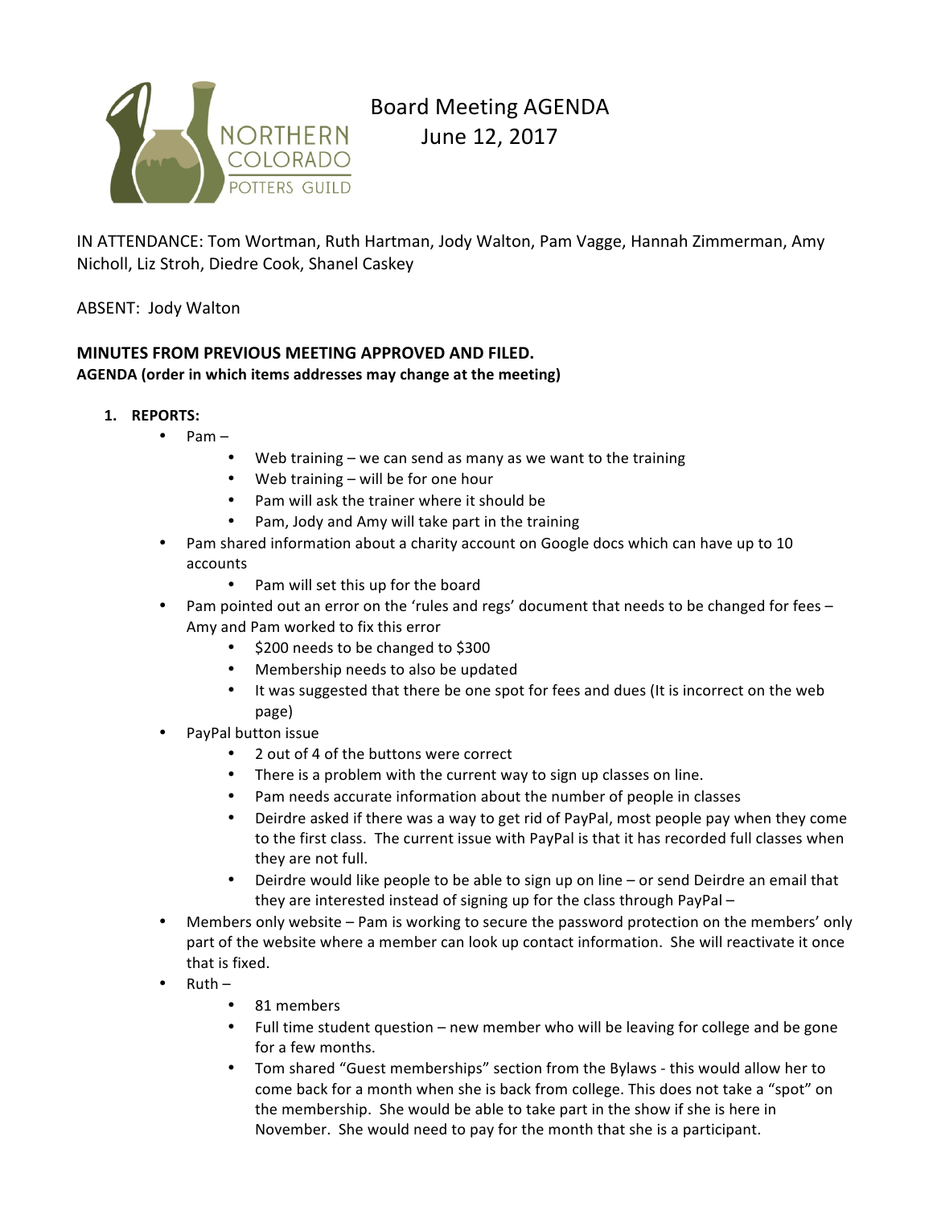NORTHERN COLORADO POTTERS GUILD

# Board Meeting AGENDA
June 12, 2017

IN ATTENDANCE: Tom Wortman, Ruth Hartman, Jody Walton, Pam Vagge, Hannah Zimmerman, Amy Nicholl, Liz Stroh, Diedre Cook, Shanel Caskey

ABSENT: Jody Walton

**MINUTES FROM PREVIOUS MEETING APPROVED AND FILED.**
**AGENDA (order in which items addresses may change at the meeting)**

1. **REPORTS:**
   - Pam –
     - Web training – we can send as many as we want to the training
     - Web training – will be for one hour
     - Pam will ask the trainer where it should be
     - Pam, Jody and Amy will take part in the training
   - Pam shared information about a charity account on Google docs which can have up to 10 accounts
     - Pam will set this up for the board
   - Pam pointed out an error on the 'rules and regs' document that needs to be changed for fees – Amy and Pam worked to fix this error
     - $200 needs to be changed to $300
     - Membership needs to also be updated
     - It was suggested that there be one spot for fees and dues (It is incorrect on the web page)
   - PayPal button issue
     - 2 out of 4 of the buttons were correct
     - There is a problem with the current way to sign up classes on line.
     - Pam needs accurate information about the number of people in classes
     - Deirdre asked if there was a way to get rid of PayPal, most people pay when they come to the first class. The current issue with PayPal is that it has recorded full classes when they are not full.
     - Deirdre would like people to be able to sign up on line – or send Deirdre an email that they are interested instead of signing up for the class through PayPal –
   - Members only website – Pam is working to secure the password protection on the members' only part of the website where a member can look up contact information. She will reactivate it once that is fixed.
   - Ruth –
     - 81 members
     - Full time student question – new member who will be leaving for college and be gone for a few months.
     - Tom shared "Guest memberships" section from the Bylaws - this would allow her to come back for a month when she is back from college. This does not take a "spot" on the membership. She would be able to take part in the show if she is here in November. She would need to pay for the month that she is a participant.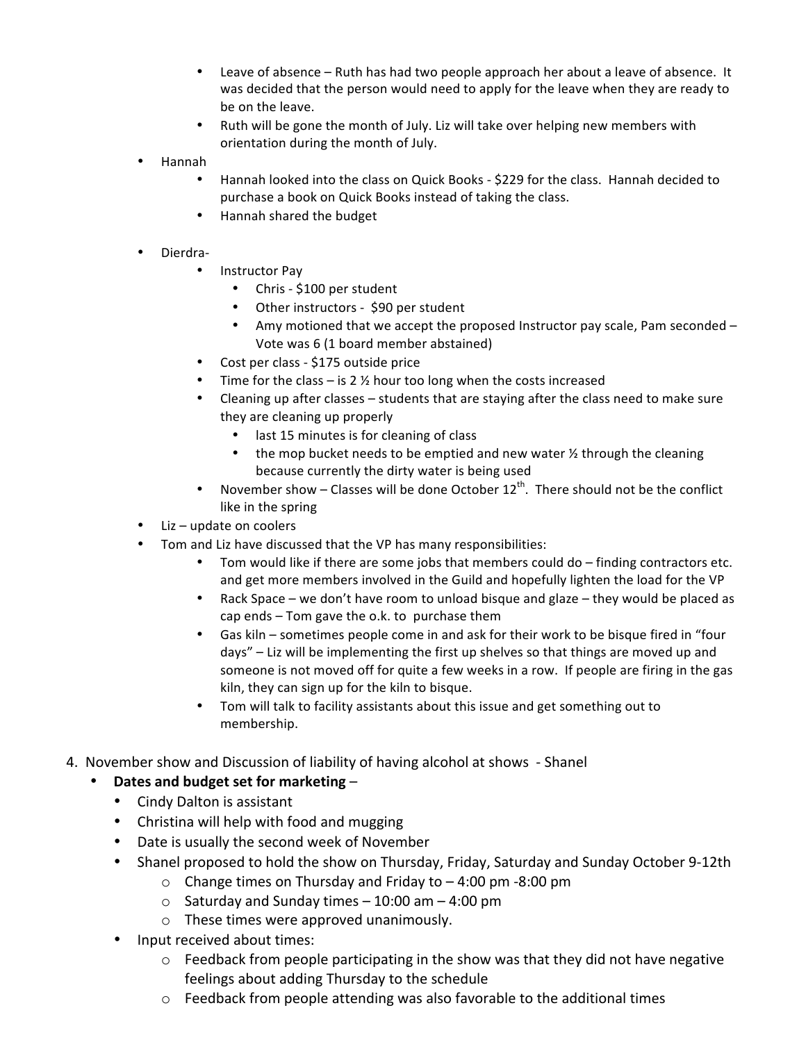- Leave of absence – Ruth has had two people approach her about a leave of absence. It was decided that the person would need to apply for the leave when they are ready to be on the leave.
  - Ruth will be gone the month of July. Liz will take over helping new members with orientation during the month of July.
- Hannah
  - Hannah looked into the class on Quick Books - $229 for the class. Hannah decided to purchase a book on Quick Books instead of taking the class.
  - Hannah shared the budget
- Dierdra-
  - Instructor Pay
    - Chris - $100 per student
    - Other instructors - $90 per student
    - Amy motioned that we accept the proposed Instructor pay scale, Pam seconded – Vote was 6 (1 board member abstained)
  - Cost per class - $175 outside price
  - Time for the class – is 2 ½ hour too long when the costs increased
  - Cleaning up after classes – students that are staying after the class need to make sure they are cleaning up properly
    - last 15 minutes is for cleaning of class
    - the mop bucket needs to be emptied and new water ½ through the cleaning because currently the dirty water is being used
  - November show – Classes will be done October 12th. There should not be the conflict like in the spring
- Liz – update on coolers
- Tom and Liz have discussed that the VP has many responsibilities:
  - Tom would like if there are some jobs that members could do – finding contractors etc. and get more members involved in the Guild and hopefully lighten the load for the VP
  - Rack Space – we don't have room to unload bisque and glaze – they would be placed as cap ends – Tom gave the o.k. to purchase them
  - Gas kiln – sometimes people come in and ask for their work to be bisque fired in "four days" – Liz will be implementing the first up shelves so that things are moved up and someone is not moved off for quite a few weeks in a row. If people are firing in the gas kiln, they can sign up for the kiln to bisque.
  - Tom will talk to facility assistants about this issue and get something out to membership.

4. November show and Discussion of liability of having alcohol at shows - Shanel
   - **Dates and budget set for marketing** –
     - Cindy Dalton is assistant
     - Christina will help with food and mugging
     - Date is usually the second week of November
     - Shanel proposed to hold the show on Thursday, Friday, Saturday and Sunday October 9-12th
       - Change times on Thursday and Friday to – 4:00 pm -8:00 pm
       - Saturday and Sunday times – 10:00 am – 4:00 pm
       - These times were approved unanimously.
   - Input received about times:
     - Feedback from people participating in the show was that they did not have negative feelings about adding Thursday to the schedule
     - Feedback from people attending was also favorable to the additional times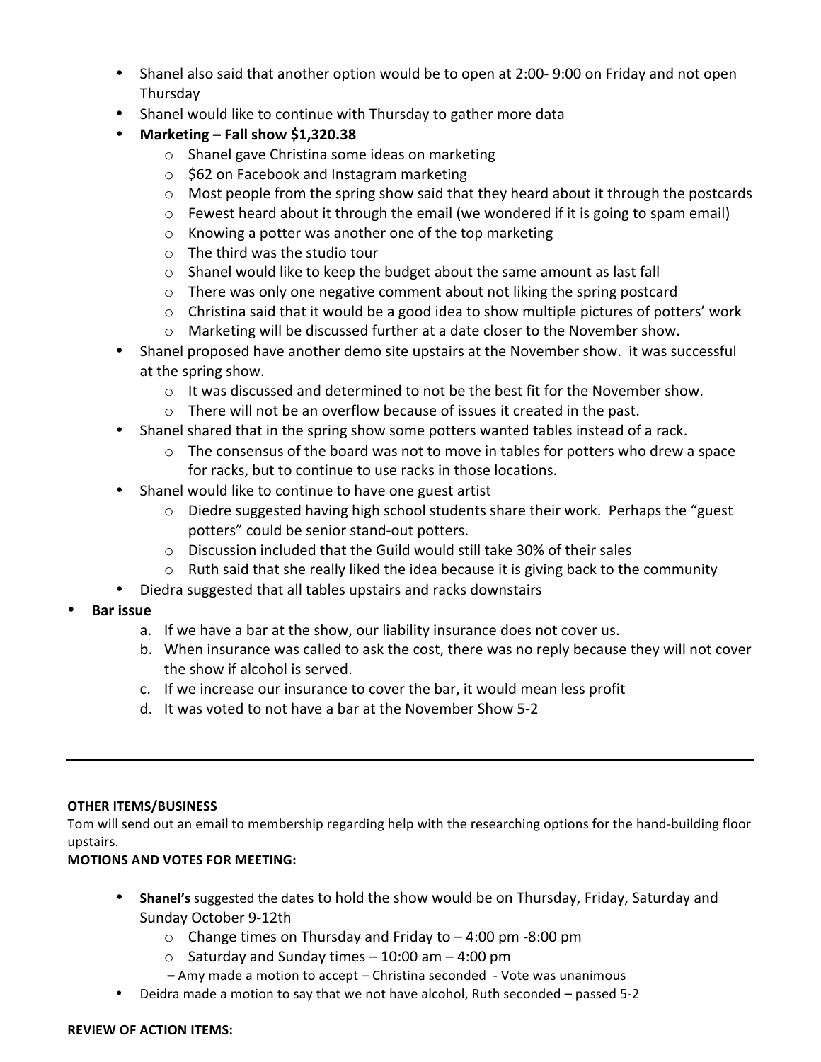- Shanel also said that another option would be to open at 2:00- 9:00 on Friday and not open Thursday
- Shanel would like to continue with Thursday to gather more data
- **Marketing – Fall show $1,320.38**
  - Shanel gave Christina some ideas on marketing
  - $62 on Facebook and Instagram marketing
  - Most people from the spring show said that they heard about it through the postcards
  - Fewest heard about it through the email (we wondered if it is going to spam email)
  - Knowing a potter was another one of the top marketing
  - The third was the studio tour
  - Shanel would like to keep the budget about the same amount as last fall
  - There was only one negative comment about not liking the spring postcard
  - Christina said that it would be a good idea to show multiple pictures of potters' work
  - Marketing will be discussed further at a date closer to the November show.
- Shanel proposed have another demo site upstairs at the November show. it was successful at the spring show.
  - It was discussed and determined to not be the best fit for the November show.
  - There will not be an overflow because of issues it created in the past.
- Shanel shared that in the spring show some potters wanted tables instead of a rack.
  - The consensus of the board was not to move in tables for potters who drew a space for racks, but to continue to use racks in those locations.
- Shanel would like to continue to have one guest artist
  - Diedre suggested having high school students share their work. Perhaps the "guest potters" could be senior stand-out potters.
  - Discussion included that the Guild would still take 30% of their sales
  - Ruth said that she really liked the idea because it is giving back to the community
- Diedra suggested that all tables upstairs and racks downstairs

- **Bar issue**
  a. If we have a bar at the show, our liability insurance does not cover us.
  b. When insurance was called to ask the cost, there was no reply because they will not cover the show if alcohol is served.
  c. If we increase our insurance to cover the bar, it would mean less profit
  d. It was voted to not have a bar at the November Show 5-2

---

**OTHER ITEMS/BUSINESS**

Tom will send out an email to membership regarding help with the researching options for the hand-building floor upstairs.

**MOTIONS AND VOTES FOR MEETING:**

- **Shanel's** suggested the dates to hold the show would be on Thursday, Friday, Saturday and Sunday October 9-12th
  - Change times on Thursday and Friday to – 4:00 pm -8:00 pm
  - Saturday and Sunday times – 10:00 am – 4:00 pm

  – Amy made a motion to accept – Christina seconded - Vote was unanimous
- Deidra made a motion to say that we not have alcohol, Ruth seconded – passed 5-2

**REVIEW OF ACTION ITEMS:**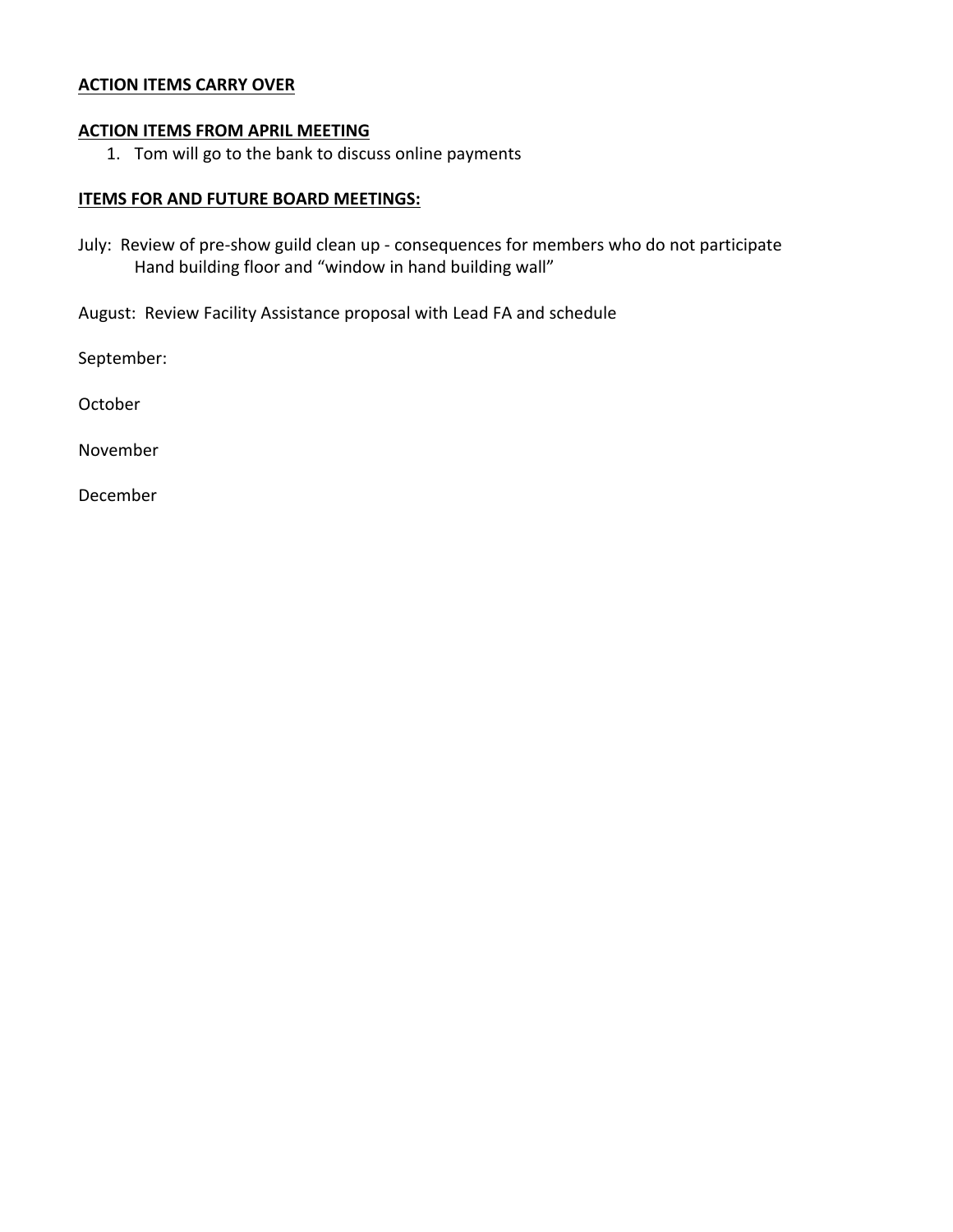**ACTION ITEMS CARRY OVER**

**ACTION ITEMS FROM APRIL MEETING**

1. Tom will go to the bank to discuss online payments

**ITEMS FOR AND FUTURE BOARD MEETINGS:**

July: Review of pre-show guild clean up - consequences for members who do not participate
Hand building floor and "window in hand building wall"

August: Review Facility Assistance proposal with Lead FA and schedule

September:

October

November

December